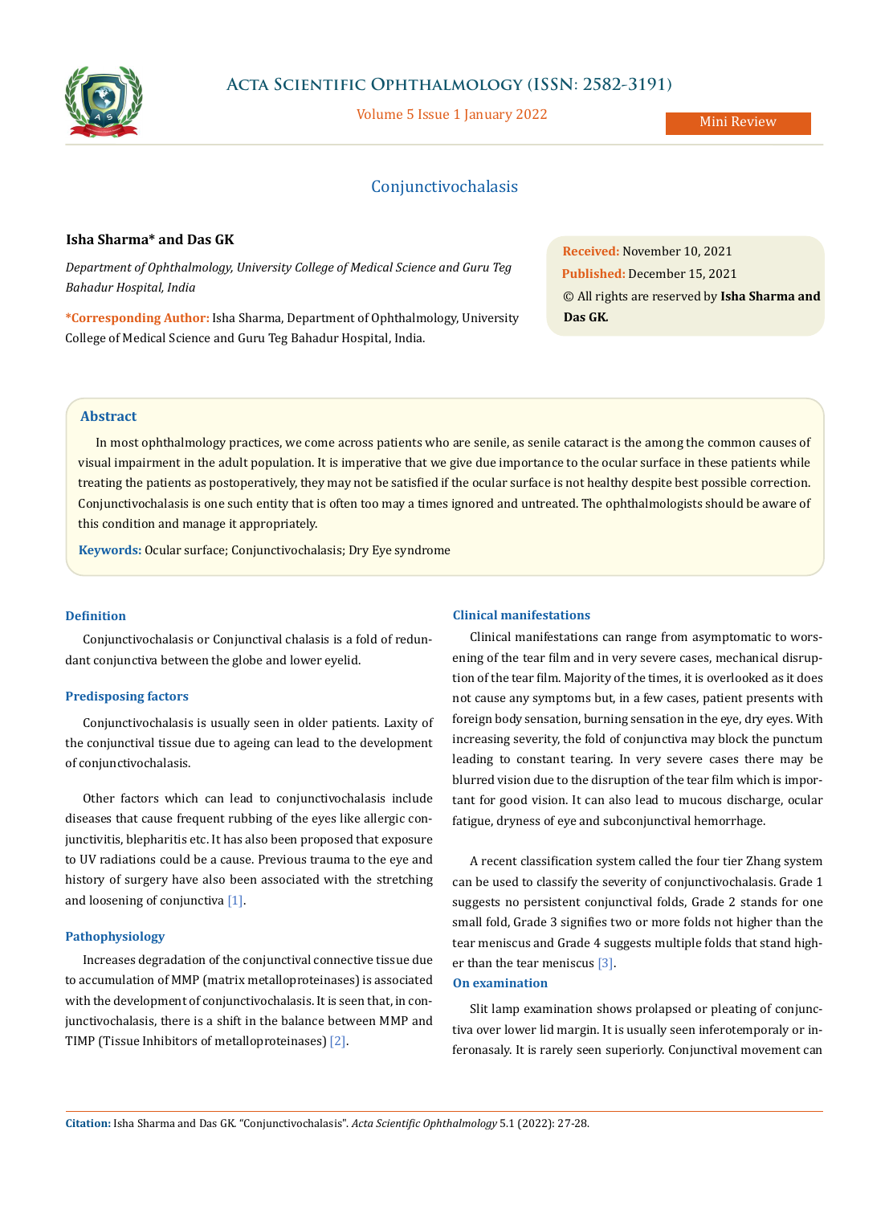# Conjunctivochalasis

**Isha Sharma\* and Das GK**

*Department of Ophthalmology, University College of Medical Science and Guru Teg Bahadur Hospital, India*

**\*Corresponding Author:** Isha Sharma, Department of Ophthalmology, University College of Medical Science and Guru Teg Bahadur Hospital, India.

**Received:** November 10, 2021
**Published:** December 15, 2021
© All rights are reserved by **Isha Sharma and Das GK.**

## Abstract

In most ophthalmology practices, we come across patients who are senile, as senile cataract is the among the common causes of visual impairment in the adult population. It is imperative that we give due importance to the ocular surface in these patients while treating the patients as postoperatively, they may not be satisfied if the ocular surface is not healthy despite best possible correction. Conjunctivochalasis is one such entity that is often too may a times ignored and untreated. The ophthalmologists should be aware of this condition and manage it appropriately.

**Keywords:** Ocular surface; Conjunctivochalasis; Dry Eye syndrome

### Definition

Conjunctivochalasis or Conjunctival chalasis is a fold of redundant conjunctiva between the globe and lower eyelid.

### Predisposing factors

Conjunctivochalasis is usually seen in older patients. Laxity of the conjunctival tissue due to ageing can lead to the development of conjunctivochalasis.

Other factors which can lead to conjunctivochalasis include diseases that cause frequent rubbing of the eyes like allergic conjunctivitis, blepharitis etc. It has also been proposed that exposure to UV radiations could be a cause. Previous trauma to the eye and history of surgery have also been associated with the stretching and loosening of conjunctiva [1].

### Pathophysiology

Increases degradation of the conjunctival connective tissue due to accumulation of MMP (matrix metalloproteinases) is associated with the development of conjunctivochalasis. It is seen that, in conjunctivochalasis, there is a shift in the balance between MMP and TIMP (Tissue Inhibitors of metalloproteinases) [2].

### Clinical manifestations

Clinical manifestations can range from asymptomatic to worsening of the tear film and in very severe cases, mechanical disruption of the tear film. Majority of the times, it is overlooked as it does not cause any symptoms but, in a few cases, patient presents with foreign body sensation, burning sensation in the eye, dry eyes. With increasing severity, the fold of conjunctiva may block the punctum leading to constant tearing. In very severe cases there may be blurred vision due to the disruption of the tear film which is important for good vision. It can also lead to mucous discharge, ocular fatigue, dryness of eye and subconjunctival hemorrhage.

A recent classification system called the four tier Zhang system can be used to classify the severity of conjunctivochalasis. Grade 1 suggests no persistent conjunctival folds, Grade 2 stands for one small fold, Grade 3 signifies two or more folds not higher than the tear meniscus and Grade 4 suggests multiple folds that stand higher than the tear meniscus [3].

### On examination

Slit lamp examination shows prolapsed or pleating of conjunctiva over lower lid margin. It is usually seen inferotemporaly or inferonasaly. It is rarely seen superiorly. Conjunctival movement can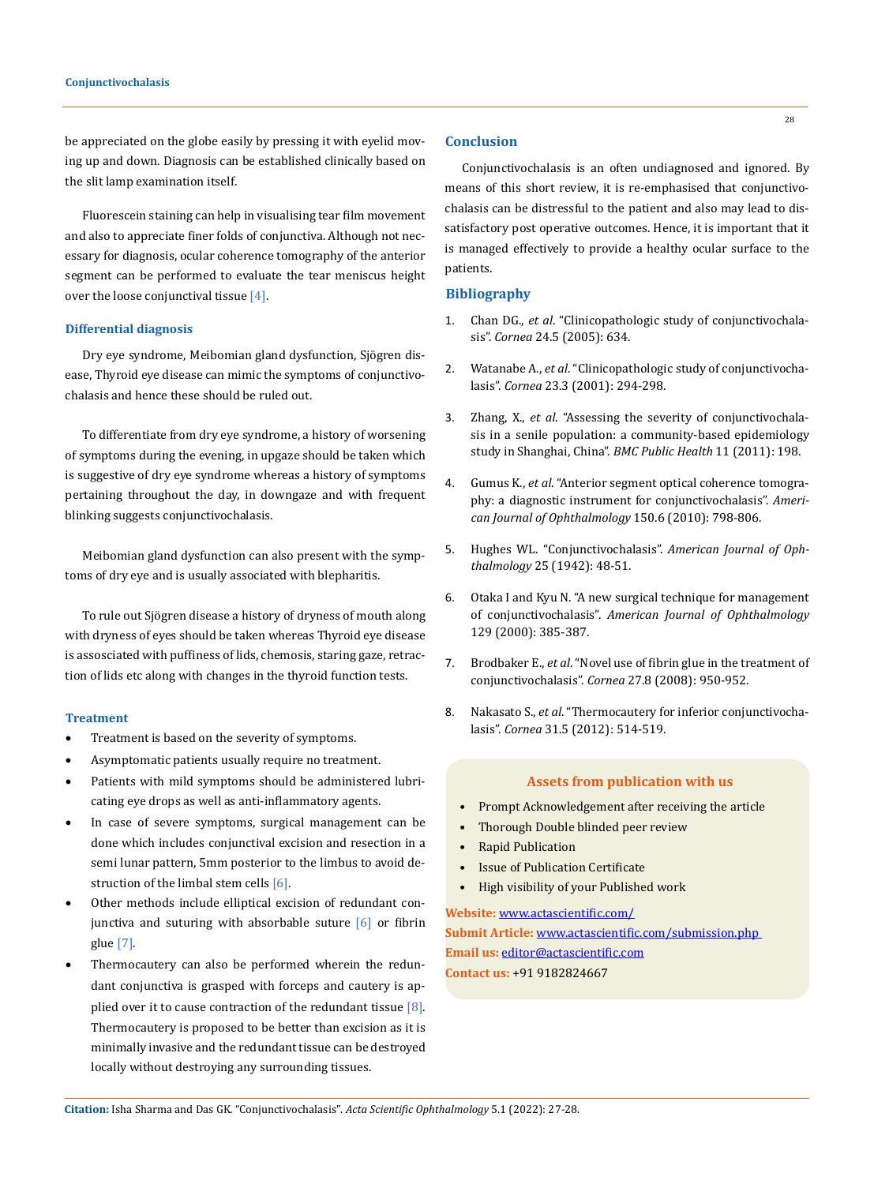be appreciated on the globe easily by pressing it with eyelid moving up and down. Diagnosis can be established clinically based on the slit lamp examination itself.

Fluorescein staining can help in visualising tear film movement and also to appreciate finer folds of conjunctiva. Although not necessary for diagnosis, ocular coherence tomography of the anterior segment can be performed to evaluate the tear meniscus height over the loose conjunctival tissue [4].

### Differential diagnosis

Dry eye syndrome, Meibomian gland dysfunction, Sjögren disease, Thyroid eye disease can mimic the symptoms of conjunctivochalasis and hence these should be ruled out.

To differentiate from dry eye syndrome, a history of worsening of symptoms during the evening, in upgaze should be taken which is suggestive of dry eye syndrome whereas a history of symptoms pertaining throughout the day, in downgaze and with frequent blinking suggests conjunctivochalasis.

Meibomian gland dysfunction can also present with the symptoms of dry eye and is usually associated with blepharitis.

To rule out Sjögren disease a history of dryness of mouth along with dryness of eyes should be taken whereas Thyroid eye disease is assosciated with puffiness of lids, chemosis, staring gaze, retraction of lids etc along with changes in the thyroid function tests.

### Treatment

- Treatment is based on the severity of symptoms.
- Asymptomatic patients usually require no treatment.
- Patients with mild symptoms should be administered lubricating eye drops as well as anti-inflammatory agents.
- In case of severe symptoms, surgical management can be done which includes conjunctival excision and resection in a semi lunar pattern, 5mm posterior to the limbus to avoid destruction of the limbal stem cells [6].
- Other methods include elliptical excision of redundant conjunctiva and suturing with absorbable suture [6] or fibrin glue [7].
- Thermocautery can also be performed wherein the redundant conjunctiva is grasped with forceps and cautery is applied over it to cause contraction of the redundant tissue [8]. Thermocautery is proposed to be better than excision as it is minimally invasive and the redundant tissue can be destroyed locally without destroying any surrounding tissues.

## Conclusion

Conjunctivochalasis is an often undiagnosed and ignored. By means of this short review, it is re-emphasised that conjunctivochalasis can be distressful to the patient and also may lead to dissatisfactory post operative outcomes. Hence, it is important that it is managed effectively to provide a healthy ocular surface to the patients.

## Bibliography

1. Chan DG., *et al*. "Clinicopathologic study of conjunctivochalasis". *Cornea* 24.5 (2005): 634.
2. Watanabe A., *et al*. "Clinicopathologic study of conjunctivochalasis". *Cornea* 23.3 (2001): 294-298.
3. Zhang, X., *et al*. "Assessing the severity of conjunctivochalasis in a senile population: a community-based epidemiology study in Shanghai, China". *BMC Public Health* 11 (2011): 198.
4. Gumus K., *et al*. "Anterior segment optical coherence tomography: a diagnostic instrument for conjunctivochalasis". *American Journal of Ophthalmology* 150.6 (2010): 798-806.
5. Hughes WL. "Conjunctivochalasis". *American Journal of Ophthalmology* 25 (1942): 48-51.
6. Otaka I and Kyu N. "A new surgical technique for management of conjunctivochalasis". *American Journal of Ophthalmology* 129 (2000): 385-387.
7. Brodbaker E., *et al*. "Novel use of fibrin glue in the treatment of conjunctivochalasis". *Cornea* 27.8 (2008): 950-952.
8. Nakasato S., *et al*. "Thermocautery for inferior conjunctivochalasis". *Cornea* 31.5 (2012): 514-519.

**Assets from publication with us**

- Prompt Acknowledgement after receiving the article
- Thorough Double blinded peer review
- Rapid Publication
- Issue of Publication Certificate
- High visibility of your Published work

**Website:** www.actascientific.com/
**Submit Article:** www.actascientific.com/submission.php
**Email us:** editor@actascientific.com
**Contact us:** +91 9182824667